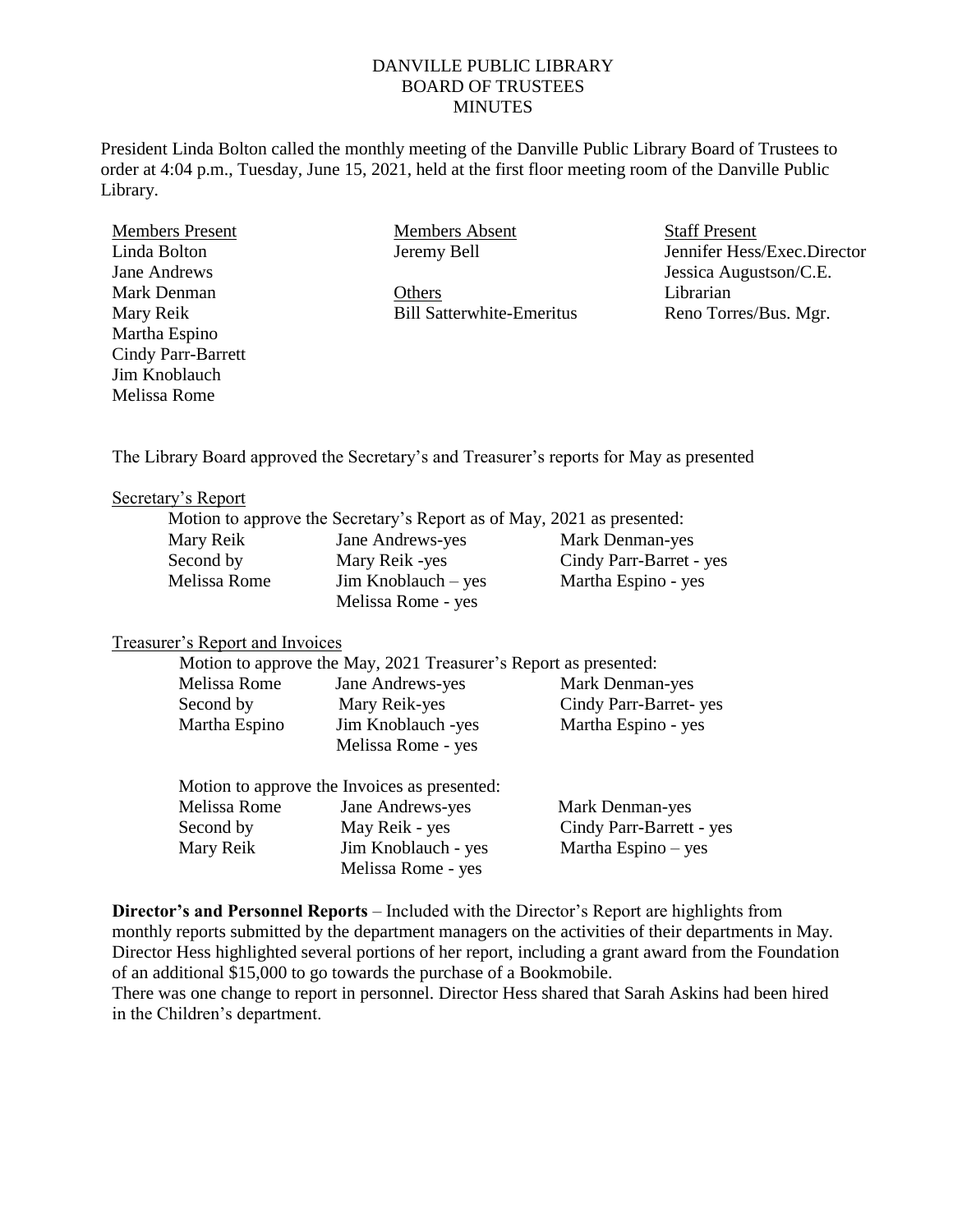DANVILLE PUBLIC LIBRARY
BOARD OF TRUSTEES
MINUTES

President Linda Bolton called the monthly meeting of the Danville Public Library Board of Trustees to order at 4:04 p.m., Tuesday, June 15, 2021, held at the first floor meeting room of the Danville Public Library.

| Members Present | Members Absent | Staff Present |
|---|---|---|
| Linda Bolton | Jeremy Bell | Jennifer Hess/Exec.Director |
| Jane Andrews | | Jessica Augustson/C.E. |
| Mark Denman | Others | Librarian |
| Mary Reik | Bill Satterwhite-Emeritus | Reno Torres/Bus. Mgr. |
| Martha Espino | | |
| Cindy Parr-Barrett | | |
| Jim Knoblauch | | |
| Melissa Rome | | |

The Library Board approved the Secretary's and Treasurer's reports for May as presented

Secretary's Report

Motion to approve the Secretary's Report as of May, 2021 as presented:

| | | |
|---|---|---|
| Mary Reik | Jane Andrews-yes | Mark Denman-yes |
| Second by | Mary Reik -yes | Cindy Parr-Barret - yes |
| Melissa Rome | Jim Knoblauch – yes | Martha Espino - yes |
| | Melissa Rome - yes | |

Treasurer's Report and Invoices

Motion to approve the May, 2021 Treasurer's Report as presented:

| | | |
|---|---|---|
| Melissa Rome | Jane Andrews-yes | Mark Denman-yes |
| Second by | Mary Reik-yes | Cindy Parr-Barret- yes |
| Martha Espino | Jim Knoblauch -yes | Martha Espino - yes |
| | Melissa Rome - yes | |

Motion to approve the Invoices as presented:

| | | |
|---|---|---|
| Melissa Rome | Jane Andrews-yes | Mark Denman-yes |
| Second by | May Reik - yes | Cindy Parr-Barrett - yes |
| Mary Reik | Jim Knoblauch - yes | Martha Espino – yes |
| | Melissa Rome - yes | |

**Director's and Personnel Reports** – Included with the Director's Report are highlights from monthly reports submitted by the department managers on the activities of their departments in May. Director Hess highlighted several portions of her report, including a grant award from the Foundation of an additional $15,000 to go towards the purchase of a Bookmobile.

There was one change to report in personnel. Director Hess shared that Sarah Askins had been hired in the Children's department.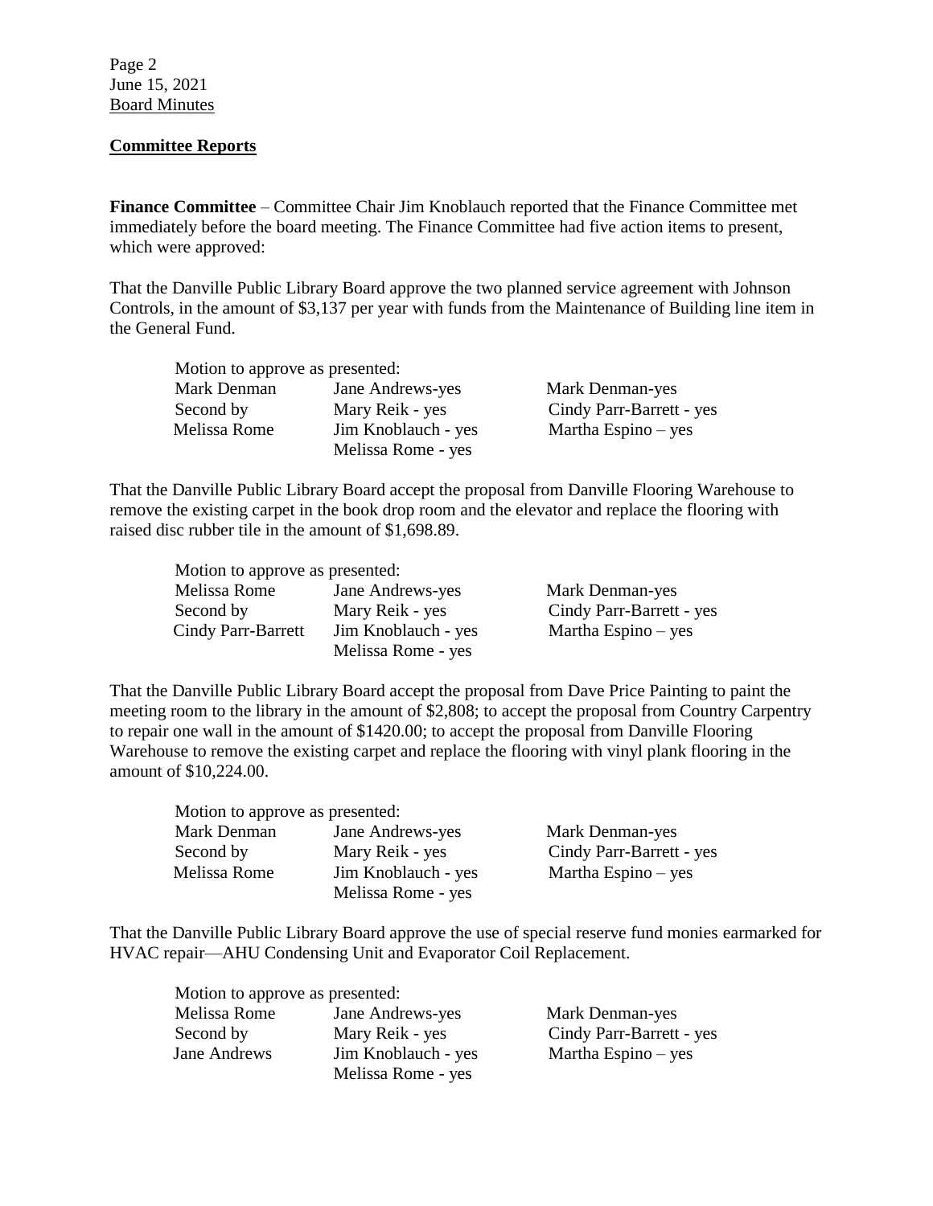## Committee Reports

**Finance Committee** – Committee Chair Jim Knoblauch reported that the Finance Committee met immediately before the board meeting. The Finance Committee had five action items to present, which were approved:

That the Danville Public Library Board approve the two planned service agreement with Johnson Controls, in the amount of $3,137 per year with funds from the Maintenance of Building line item in the General Fund.

| Motion to approve as presented: | | |
|---|---|---|
| Mark Denman | Jane Andrews-yes | Mark Denman-yes |
| Second by | Mary Reik - yes | Cindy Parr-Barrett - yes |
| Melissa Rome | Jim Knoblauch - yes | Martha Espino – yes |
| | Melissa Rome - yes | |

That the Danville Public Library Board accept the proposal from Danville Flooring Warehouse to remove the existing carpet in the book drop room and the elevator and replace the flooring with raised disc rubber tile in the amount of $1,698.89.

| Motion to approve as presented: | | |
|---|---|---|
| Melissa Rome | Jane Andrews-yes | Mark Denman-yes |
| Second by | Mary Reik - yes | Cindy Parr-Barrett - yes |
| Cindy Parr-Barrett | Jim Knoblauch - yes | Martha Espino – yes |
| | Melissa Rome - yes | |

That the Danville Public Library Board accept the proposal from Dave Price Painting to paint the meeting room to the library in the amount of $2,808; to accept the proposal from Country Carpentry to repair one wall in the amount of $1420.00; to accept the proposal from Danville Flooring Warehouse to remove the existing carpet and replace the flooring with vinyl plank flooring in the amount of $10,224.00.

| Motion to approve as presented: | | |
|---|---|---|
| Mark Denman | Jane Andrews-yes | Mark Denman-yes |
| Second by | Mary Reik - yes | Cindy Parr-Barrett - yes |
| Melissa Rome | Jim Knoblauch - yes | Martha Espino – yes |
| | Melissa Rome - yes | |

That the Danville Public Library Board approve the use of special reserve fund monies earmarked for HVAC repair—AHU Condensing Unit and Evaporator Coil Replacement.

| Motion to approve as presented: | | |
|---|---|---|
| Melissa Rome | Jane Andrews-yes | Mark Denman-yes |
| Second by | Mary Reik - yes | Cindy Parr-Barrett - yes |
| Jane Andrews | Jim Knoblauch - yes | Martha Espino – yes |
| | Melissa Rome - yes | |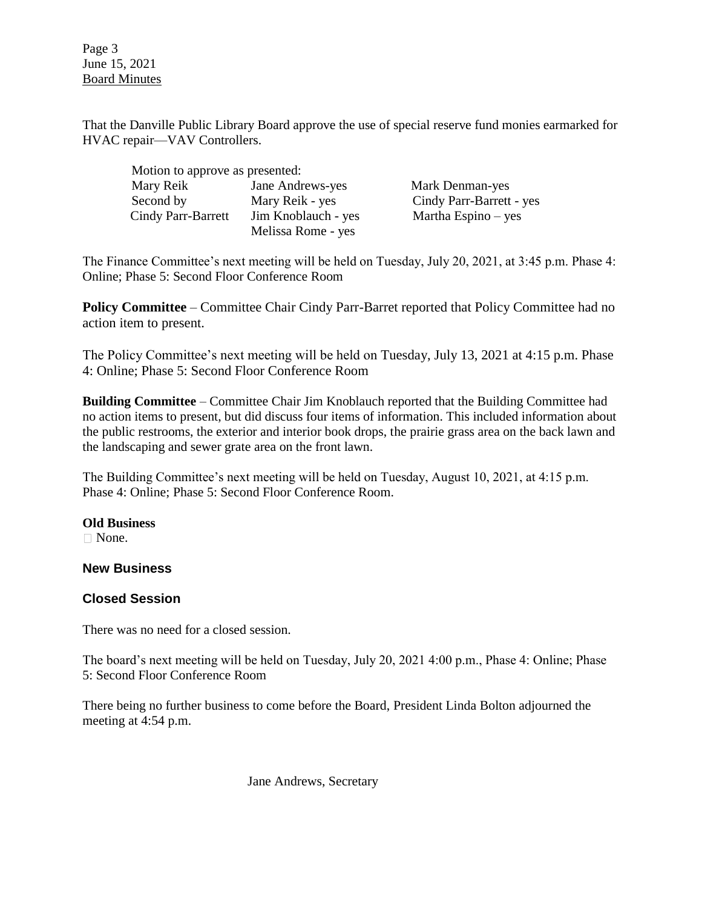That the Danville Public Library Board approve the use of special reserve fund monies earmarked for HVAC repair—VAV Controllers.

Motion to approve as presented:

| | | |
|---|---|---|
| Mary Reik | Jane Andrews-yes | Mark Denman-yes |
| Second by | Mary Reik - yes | Cindy Parr-Barrett - yes |
| Cindy Parr-Barrett | Jim Knoblauch - yes | Martha Espino – yes |
| | Melissa Rome - yes | |

The Finance Committee's next meeting will be held on Tuesday, July 20, 2021, at 3:45 p.m. Phase 4: Online; Phase 5: Second Floor Conference Room

**Policy Committee** – Committee Chair Cindy Parr-Barret reported that Policy Committee had no action item to present.

The Policy Committee's next meeting will be held on Tuesday, July 13, 2021 at 4:15 p.m. Phase 4: Online; Phase 5: Second Floor Conference Room

**Building Committee** – Committee Chair Jim Knoblauch reported that the Building Committee had no action items to present, but did discuss four items of information. This included information about the public restrooms, the exterior and interior book drops, the prairie grass area on the back lawn and the landscaping and sewer grate area on the front lawn.

The Building Committee's next meeting will be held on Tuesday, August 10, 2021, at 4:15 p.m. Phase 4: Online; Phase 5: Second Floor Conference Room.

**Old Business**

- None.

## New Business

## Closed Session

There was no need for a closed session.

The board's next meeting will be held on Tuesday, July 20, 2021 4:00 p.m., Phase 4: Online; Phase 5: Second Floor Conference Room

There being no further business to come before the Board, President Linda Bolton adjourned the meeting at 4:54 p.m.

Jane Andrews, Secretary